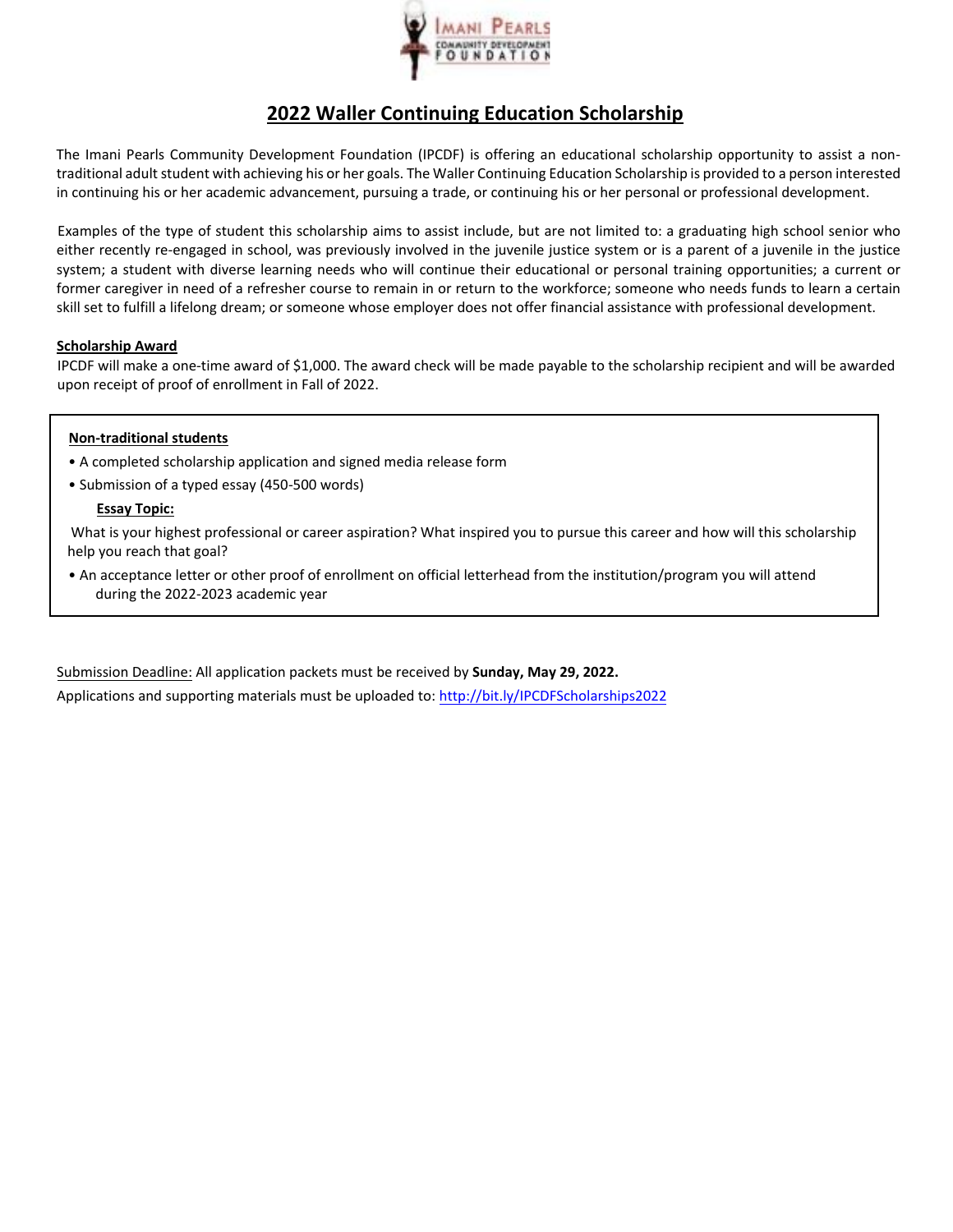# 2022 Waller Continuing Education Scholarship

The Imani Pearls Community Development Foundation (IPCDF) is offering an educational scholarship opportunity to assist a non-traditional adult student with achieving his or her goals. The Waller Continuing Education Scholarship is provided to a person interested in continuing his or her academic advancement, pursuing a trade, or continuing his or her personal or professional development.

Examples of the type of student this scholarship aims to assist include, but are not limited to: a graduating high school senior who either recently re-engaged in school, was previously involved in the juvenile justice system or is a parent of a juvenile in the justice system; a student with diverse learning needs who will continue their educational or personal training opportunities; a current or former caregiver in need of a refresher course to remain in or return to the workforce; someone who needs funds to learn a certain skill set to fulfill a lifelong dream; or someone whose employer does not offer financial assistance with professional development.

## Scholarship Award

IPCDF will make a one-time award of $1,000. The award check will be made payable to the scholarship recipient and will be awarded upon receipt of proof of enrollment in Fall of 2022.

### Non-traditional students

- A completed scholarship application and signed media release form
- Submission of a typed essay (450-500 words)

**Essay Topic:**

What is your highest professional or career aspiration? What inspired you to pursue this career and how will this scholarship help you reach that goal?

- An acceptance letter or other proof of enrollment on official letterhead from the institution/program you will attend during the 2022-2023 academic year

Submission Deadline: All application packets must be received by **Sunday, May 29, 2022.**

Applications and supporting materials must be uploaded to: http://bit.ly/IPCDFScholarships2022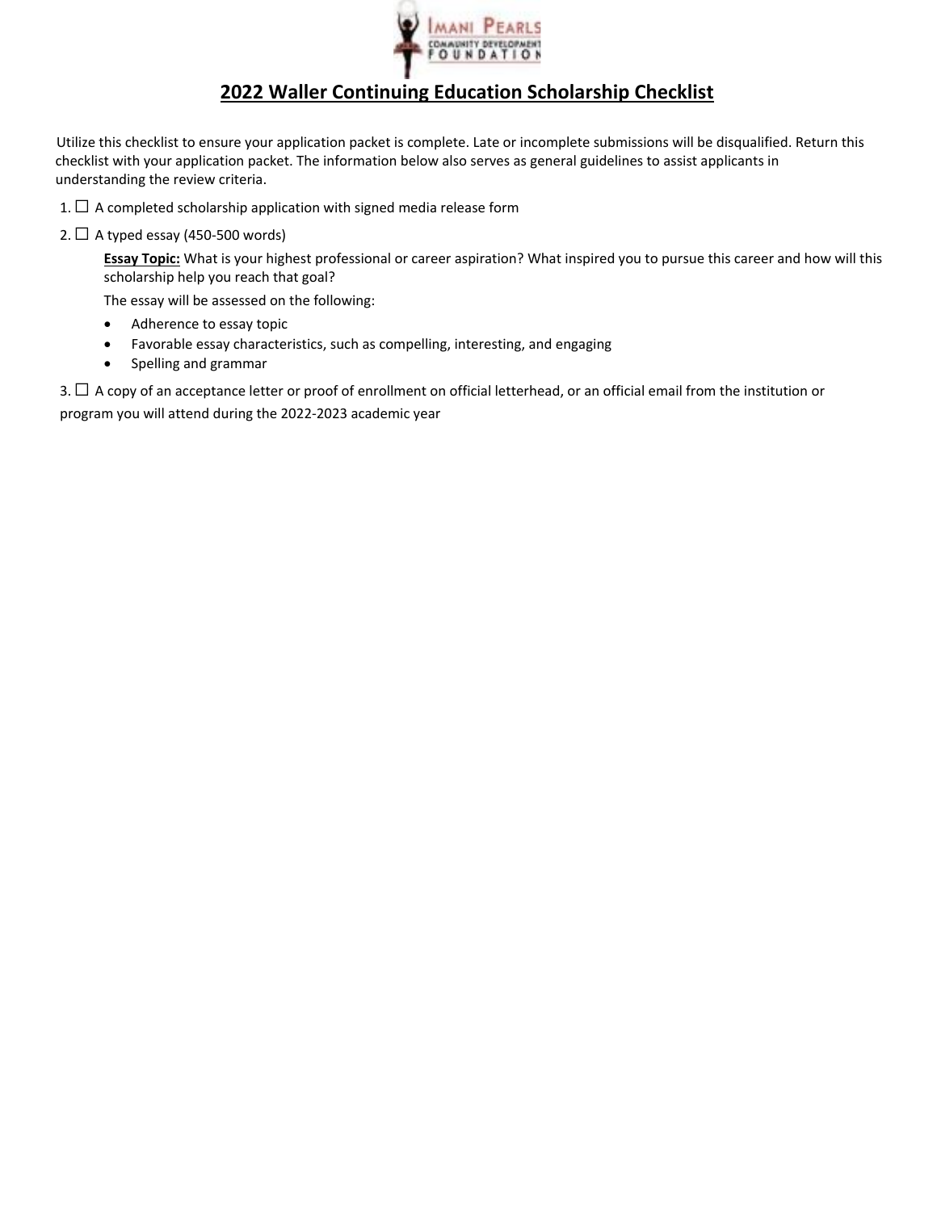# 2022 Waller Continuing Education Scholarship Checklist

Utilize this checklist to ensure your application packet is complete. Late or incomplete submissions will be disqualified. Return this checklist with your application packet. The information below also serves as general guidelines to assist applicants in understanding the review criteria.

1. ☐ A completed scholarship application with signed media release form

2. ☐ A typed essay (450-500 words)

   **Essay Topic:** What is your highest professional or career aspiration? What inspired you to pursue this career and how will this scholarship help you reach that goal?

   The essay will be assessed on the following:

   - Adherence to essay topic
   - Favorable essay characteristics, such as compelling, interesting, and engaging
   - Spelling and grammar

3. ☐ A copy of an acceptance letter or proof of enrollment on official letterhead, or an official email from the institution or program you will attend during the 2022-2023 academic year